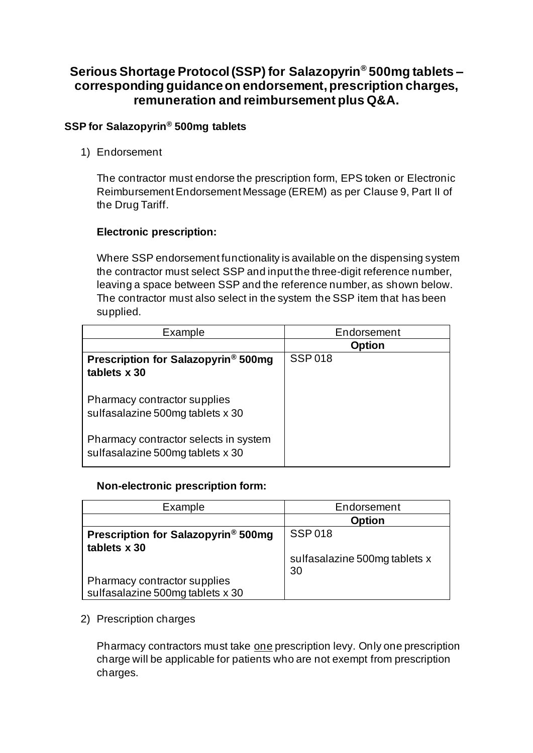# Serious Shortage Protocol (SSP) for Salazopyrin® 500mg tablets – corresponding guidance on endorsement, prescription charges, remuneration and reimbursement plus Q&A.

## SSP for Salazopyrin® 500mg tablets

1) Endorsement

   The contractor must endorse the prescription form, EPS token or Electronic Reimbursement Endorsement Message (EREM) as per Clause 9, Part II of the Drug Tariff.

   **Electronic prescription:**

   Where SSP endorsement functionality is available on the dispensing system the contractor must select SSP and input the three-digit reference number, leaving a space between SSP and the reference number, as shown below. The contractor must also select in the system the SSP item that has been supplied.

| Example | Endorsement |
| --- | --- |
| | **Option** |
| **Prescription for Salazopyrin® 500mg tablets x 30**<br><br>Pharmacy contractor supplies sulfasalazine 500mg tablets x 30<br><br>Pharmacy contractor selects in system sulfasalazine 500mg tablets x 30 | SSP 018 |

   **Non-electronic prescription form:**

| Example | Endorsement |
| --- | --- |
| | **Option** |
| **Prescription for Salazopyrin® 500mg tablets x 30**<br><br>Pharmacy contractor supplies sulfasalazine 500mg tablets x 30 | SSP 018<br><br>sulfasalazine 500mg tablets x 30 |

2) Prescription charges

   Pharmacy contractors must take one prescription levy. Only one prescription charge will be applicable for patients who are not exempt from prescription charges.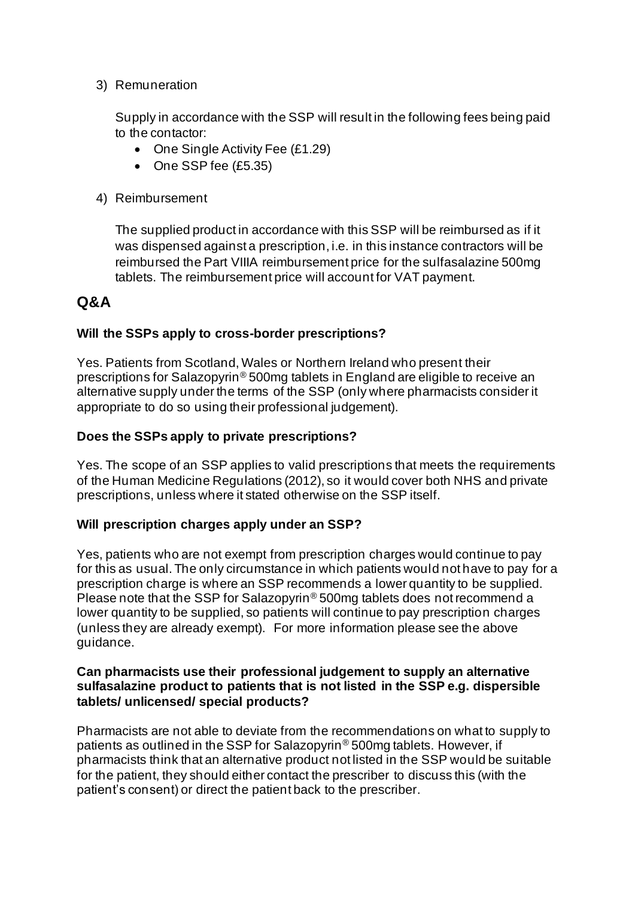3) Remuneration

   Supply in accordance with the SSP will result in the following fees being paid to the contactor:

   - One Single Activity Fee (£1.29)
   - One SSP fee (£5.35)

4) Reimbursement

   The supplied product in accordance with this SSP will be reimbursed as if it was dispensed against a prescription, i.e. in this instance contractors will be reimbursed the Part VIIIA reimbursement price for the sulfasalazine 500mg tablets. The reimbursement price will account for VAT payment.

## Q&A

**Will the SSPs apply to cross-border prescriptions?**

Yes. Patients from Scotland, Wales or Northern Ireland who present their prescriptions for Salazopyrin® 500mg tablets in England are eligible to receive an alternative supply under the terms of the SSP (only where pharmacists consider it appropriate to do so using their professional judgement).

**Does the SSPs apply to private prescriptions?**

Yes. The scope of an SSP applies to valid prescriptions that meets the requirements of the Human Medicine Regulations (2012), so it would cover both NHS and private prescriptions, unless where it stated otherwise on the SSP itself.

**Will prescription charges apply under an SSP?**

Yes, patients who are not exempt from prescription charges would continue to pay for this as usual. The only circumstance in which patients would not have to pay for a prescription charge is where an SSP recommends a lower quantity to be supplied. Please note that the SSP for Salazopyrin® 500mg tablets does not recommend a lower quantity to be supplied, so patients will continue to pay prescription charges (unless they are already exempt). For more information please see the above guidance.

**Can pharmacists use their professional judgement to supply an alternative sulfasalazine product to patients that is not listed in the SSP e.g. dispersible tablets/ unlicensed/ special products?**

Pharmacists are not able to deviate from the recommendations on what to supply to patients as outlined in the SSP for Salazopyrin® 500mg tablets. However, if pharmacists think that an alternative product not listed in the SSP would be suitable for the patient, they should either contact the prescriber to discuss this (with the patient's consent) or direct the patient back to the prescriber.